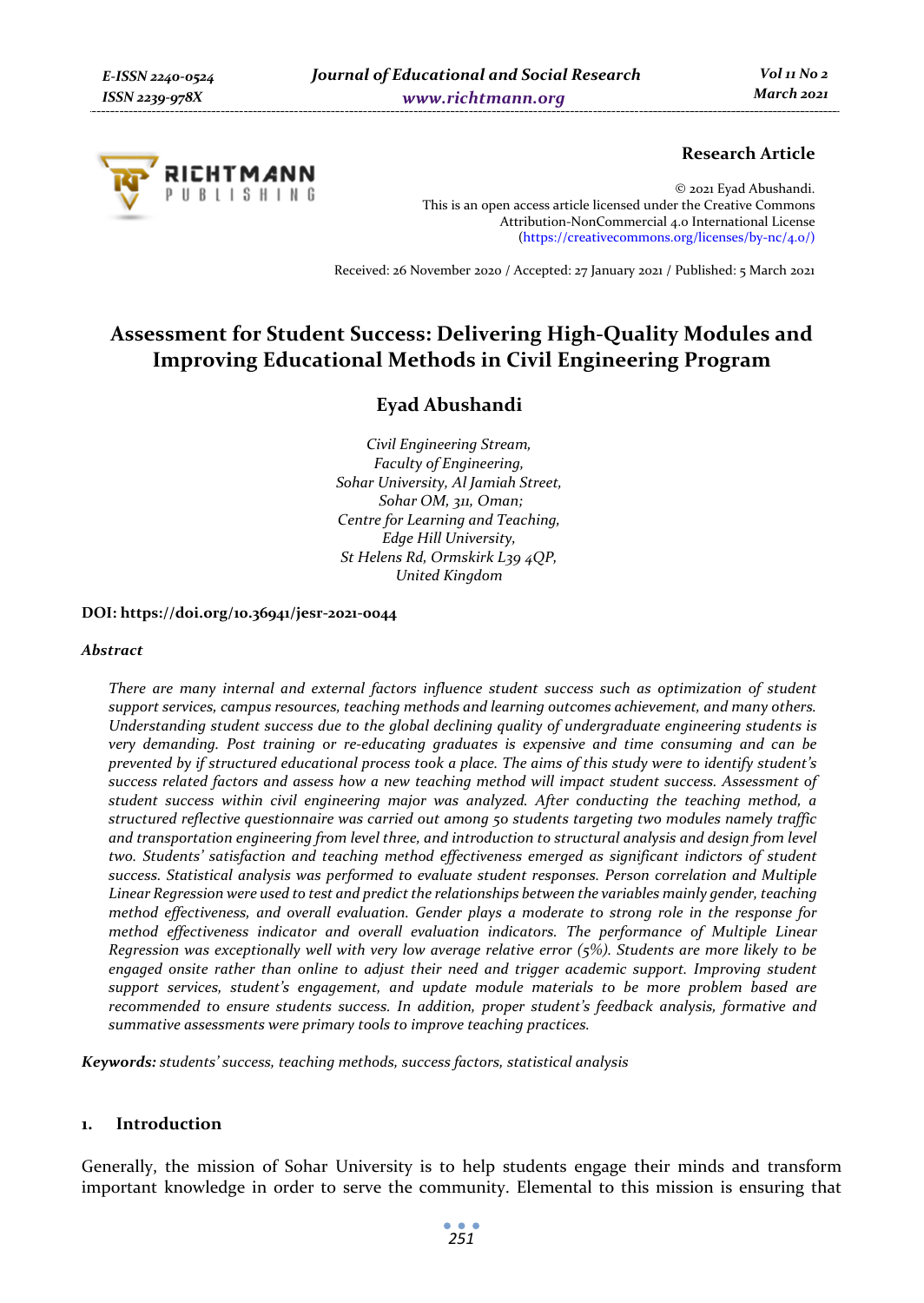Research Article

© 2021 Eyad Abushandi.
This is an open access article licensed under the Creative Commons Attribution-NonCommercial 4.0 International License (https://creativecommons.org/licenses/by-nc/4.0/)

Received: 26 November 2020 / Accepted: 27 January 2021 / Published: 5 March 2021

# Assessment for Student Success: Delivering High-Quality Modules and Improving Educational Methods in Civil Engineering Program

## Eyad Abushandi

*Civil Engineering Stream,*
*Faculty of Engineering,*
*Sohar University, Al Jamiah Street,*
*Sohar OM, 311, Oman;*
*Centre for Learning and Teaching,*
*Edge Hill University,*
*St Helens Rd, Ormskirk L39 4QP,*
*United Kingdom*

**DOI: https://doi.org/10.36941/jesr-2021-0044**

### *Abstract*

*There are many internal and external factors influence student success such as optimization of student support services, campus resources, teaching methods and learning outcomes achievement, and many others. Understanding student success due to the global declining quality of undergraduate engineering students is very demanding. Post training or re-educating graduates is expensive and time consuming and can be prevented by if structured educational process took a place. The aims of this study were to identify student's success related factors and assess how a new teaching method will impact student success. Assessment of student success within civil engineering major was analyzed. After conducting the teaching method, a structured reflective questionnaire was carried out among 50 students targeting two modules namely traffic and transportation engineering from level three, and introduction to structural analysis and design from level two. Students' satisfaction and teaching method effectiveness emerged as significant indicators of student success. Statistical analysis was performed to evaluate student responses. Person correlation and Multiple Linear Regression were used to test and predict the relationships between the variables mainly gender, teaching method effectiveness, and overall evaluation. Gender plays a moderate to strong role in the response for method effectiveness indicator and overall evaluation indicators. The performance of Multiple Linear Regression was exceptionally well with very low average relative error (5%). Students are more likely to be engaged onsite rather than online to adjust their need and trigger academic support. Improving student support services, student's engagement, and update module materials to be more problem based are recommended to ensure students success. In addition, proper student's feedback analysis, formative and summative assessments were primary tools to improve teaching practices.*

**Keywords:** *students' success, teaching methods, success factors, statistical analysis*

## 1. Introduction

Generally, the mission of Sohar University is to help students engage their minds and transform important knowledge in order to serve the community. Elemental to this mission is ensuring that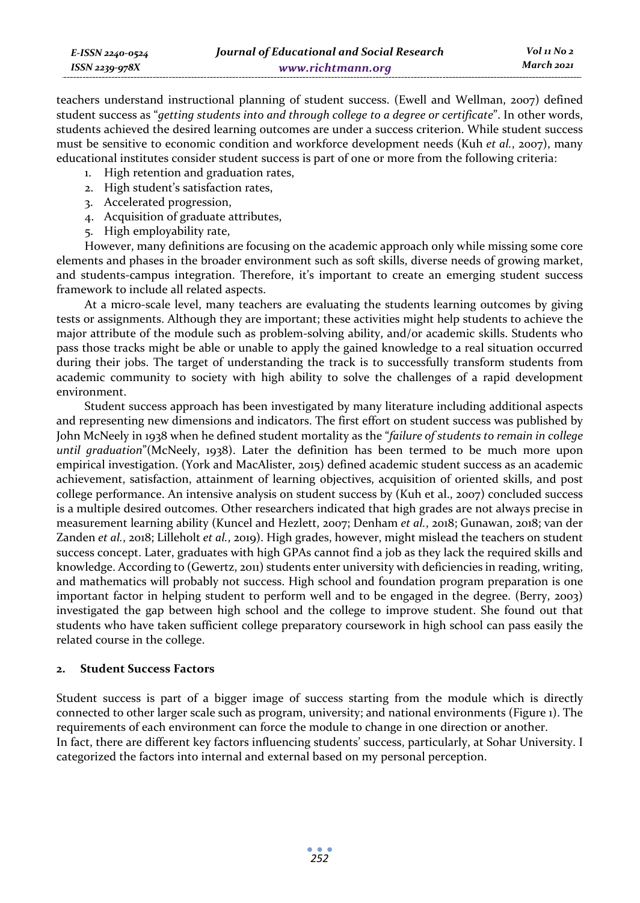teachers understand instructional planning of student success. (Ewell and Wellman, 2007) defined student success as "*getting students into and through college to a degree or certificate*". In other words, students achieved the desired learning outcomes are under a success criterion. While student success must be sensitive to economic condition and workforce development needs (Kuh *et al.*, 2007), many educational institutes consider student success is part of one or more from the following criteria:

1. High retention and graduation rates,
2. High student's satisfaction rates,
3. Accelerated progression,
4. Acquisition of graduate attributes,
5. High employability rate,

However, many definitions are focusing on the academic approach only while missing some core elements and phases in the broader environment such as soft skills, diverse needs of growing market, and students-campus integration. Therefore, it's important to create an emerging student success framework to include all related aspects.

At a micro-scale level, many teachers are evaluating the students learning outcomes by giving tests or assignments. Although they are important; these activities might help students to achieve the major attribute of the module such as problem-solving ability, and/or academic skills. Students who pass those tracks might be able or unable to apply the gained knowledge to a real situation occurred during their jobs. The target of understanding the track is to successfully transform students from academic community to society with high ability to solve the challenges of a rapid development environment.

Student success approach has been investigated by many literature including additional aspects and representing new dimensions and indicators. The first effort on student success was published by John McNeely in 1938 when he defined student mortality as the "*failure of students to remain in college until graduation*"(McNeely, 1938). Later the definition has been termed to be much more upon empirical investigation. (York and MacAlister, 2015) defined academic student success as an academic achievement, satisfaction, attainment of learning objectives, acquisition of oriented skills, and post college performance. An intensive analysis on student success by (Kuh et al., 2007) concluded success is a multiple desired outcomes. Other researchers indicated that high grades are not always precise in measurement learning ability (Kuncel and Hezlett, 2007; Denham *et al.*, 2018; Gunawan, 2018; van der Zanden *et al.*, 2018; Lilleholt *et al.*, 2019). High grades, however, might mislead the teachers on student success concept. Later, graduates with high GPAs cannot find a job as they lack the required skills and knowledge. According to (Gewertz, 2011) students enter university with deficiencies in reading, writing, and mathematics will probably not success. High school and foundation program preparation is one important factor in helping student to perform well and to be engaged in the degree. (Berry, 2003) investigated the gap between high school and the college to improve student. She found out that students who have taken sufficient college preparatory coursework in high school can pass easily the related course in the college.

## 2. Student Success Factors

Student success is part of a bigger image of success starting from the module which is directly connected to other larger scale such as program, university; and national environments (Figure 1). The requirements of each environment can force the module to change in one direction or another.

In fact, there are different key factors influencing students' success, particularly, at Sohar University. I categorized the factors into internal and external based on my personal perception.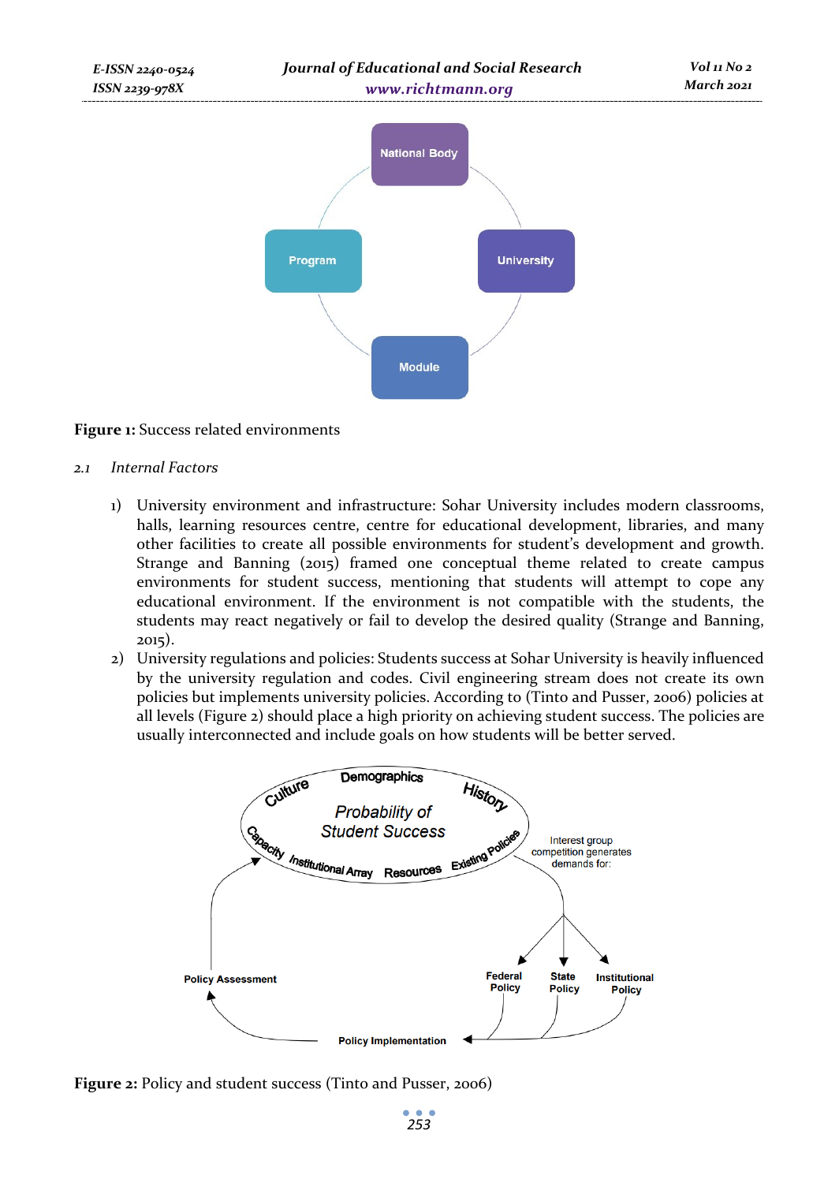**Figure 1:** Success related environments

### 2.1 *Internal Factors*

1) University environment and infrastructure: Sohar University includes modern classrooms, halls, learning resources centre, centre for educational development, libraries, and many other facilities to create all possible environments for student's development and growth. Strange and Banning (2015) framed one conceptual theme related to create campus environments for student success, mentioning that students will attempt to cope any educational environment. If the environment is not compatible with the students, the students may react negatively or fail to develop the desired quality (Strange and Banning, 2015).
2) University regulations and policies: Students success at Sohar University is heavily influenced by the university regulation and codes. Civil engineering stream does not create its own policies but implements university policies. According to (Tinto and Pusser, 2006) policies at all levels (Figure 2) should place a high priority on achieving student success. The policies are usually interconnected and include goals on how students will be better served.

**Figure 2:** Policy and student success (Tinto and Pusser, 2006)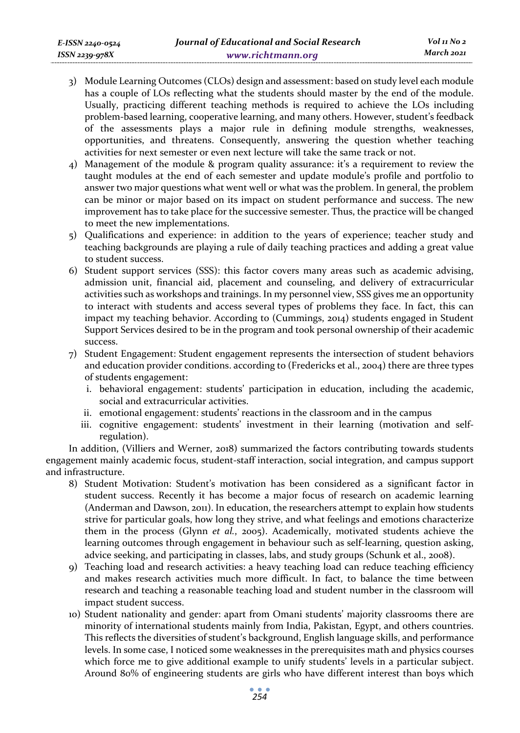3) Module Learning Outcomes (CLOs) design and assessment: based on study level each module has a couple of LOs reflecting what the students should master by the end of the module. Usually, practicing different teaching methods is required to achieve the LOs including problem-based learning, cooperative learning, and many others. However, student's feedback of the assessments plays a major rule in defining module strengths, weaknesses, opportunities, and threatens. Consequently, answering the question whether teaching activities for next semester or even next lecture will take the same track or not.
4) Management of the module & program quality assurance: it's a requirement to review the taught modules at the end of each semester and update module's profile and portfolio to answer two major questions what went well or what was the problem. In general, the problem can be minor or major based on its impact on student performance and success. The new improvement has to take place for the successive semester. Thus, the practice will be changed to meet the new implementations.
5) Qualifications and experience: in addition to the years of experience; teacher study and teaching backgrounds are playing a rule of daily teaching practices and adding a great value to student success.
6) Student support services (SSS): this factor covers many areas such as academic advising, admission unit, financial aid, placement and counseling, and delivery of extracurricular activities such as workshops and trainings. In my personnel view, SSS gives me an opportunity to interact with students and access several types of problems they face. In fact, this can impact my teaching behavior. According to (Cummings, 2014) students engaged in Student Support Services desired to be in the program and took personal ownership of their academic success.
7) Student Engagement: Student engagement represents the intersection of student behaviors and education provider conditions. according to (Fredericks et al., 2004) there are three types of students engagement:
   i. behavioral engagement: students' participation in education, including the academic, social and extracurricular activities.
   ii. emotional engagement: students' reactions in the classroom and in the campus
   iii. cognitive engagement: students' investment in their learning (motivation and self-regulation).

In addition, (Villiers and Werner, 2018) summarized the factors contributing towards students engagement mainly academic focus, student-staff interaction, social integration, and campus support and infrastructure.

8) Student Motivation: Student's motivation has been considered as a significant factor in student success. Recently it has become a major focus of research on academic learning (Anderman and Dawson, 2011). In education, the researchers attempt to explain how students strive for particular goals, how long they strive, and what feelings and emotions characterize them in the process (Glynn *et al.*, 2005). Academically, motivated students achieve the learning outcomes through engagement in behaviour such as self-learning, question asking, advice seeking, and participating in classes, labs, and study groups (Schunk et al., 2008).
9) Teaching load and research activities: a heavy teaching load can reduce teaching efficiency and makes research activities much more difficult. In fact, to balance the time between research and teaching a reasonable teaching load and student number in the classroom will impact student success.
10) Student nationality and gender: apart from Omani students' majority classrooms there are minority of international students mainly from India, Pakistan, Egypt, and others countries. This reflects the diversities of student's background, English language skills, and performance levels. In some case, I noticed some weaknesses in the prerequisites math and physics courses which force me to give additional example to unify students' levels in a particular subject. Around 80% of engineering students are girls who have different interest than boys which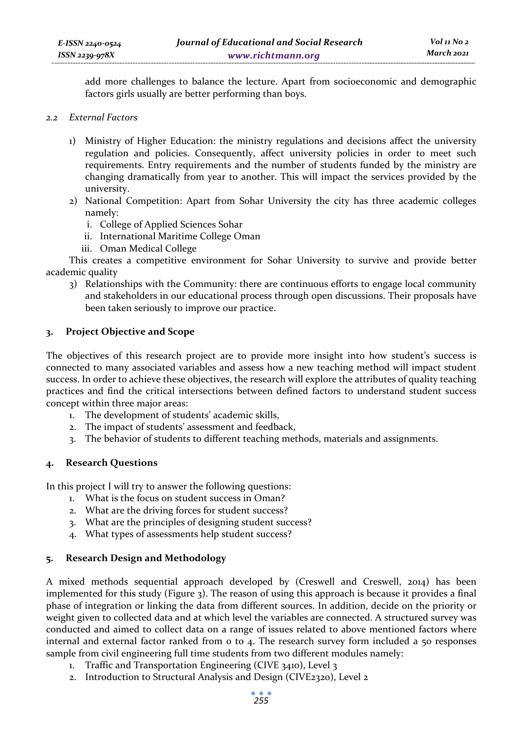add more challenges to balance the lecture. Apart from socioeconomic and demographic factors girls usually are better performing than boys.

### 2.2 *External Factors*

1) Ministry of Higher Education: the ministry regulations and decisions affect the university regulation and policies. Consequently, affect university policies in order to meet such requirements. Entry requirements and the number of students funded by the ministry are changing dramatically from year to another. This will impact the services provided by the university.
2) National Competition: Apart from Sohar University the city has three academic colleges namely:
   i. College of Applied Sciences Sohar
   ii. International Maritime College Oman
   iii. Oman Medical College

This creates a competitive environment for Sohar University to survive and provide better academic quality

3) Relationships with the Community: there are continuous efforts to engage local community and stakeholders in our educational process through open discussions. Their proposals have been taken seriously to improve our practice.

## 3. Project Objective and Scope

The objectives of this research project are to provide more insight into how student's success is connected to many associated variables and assess how a new teaching method will impact student success. In order to achieve these objectives, the research will explore the attributes of quality teaching practices and find the critical intersections between defined factors to understand student success concept within three major areas:

1. The development of students' academic skills,
2. The impact of students' assessment and feedback,
3. The behavior of students to different teaching methods, materials and assignments.

## 4. Research Questions

In this project I will try to answer the following questions:

1. What is the focus on student success in Oman?
2. What are the driving forces for student success?
3. What are the principles of designing student success?
4. What types of assessments help student success?

## 5. Research Design and Methodology

A mixed methods sequential approach developed by (Creswell and Creswell, 2014) has been implemented for this study (Figure 3). The reason of using this approach is because it provides a final phase of integration or linking the data from different sources. In addition, decide on the priority or weight given to collected data and at which level the variables are connected. A structured survey was conducted and aimed to collect data on a range of issues related to above mentioned factors where internal and external factor ranked from 0 to 4. The research survey form included a 50 responses sample from civil engineering full time students from two different modules namely:

1. Traffic and Transportation Engineering (CIVE 3410), Level 3
2. Introduction to Structural Analysis and Design (CIVE2320), Level 2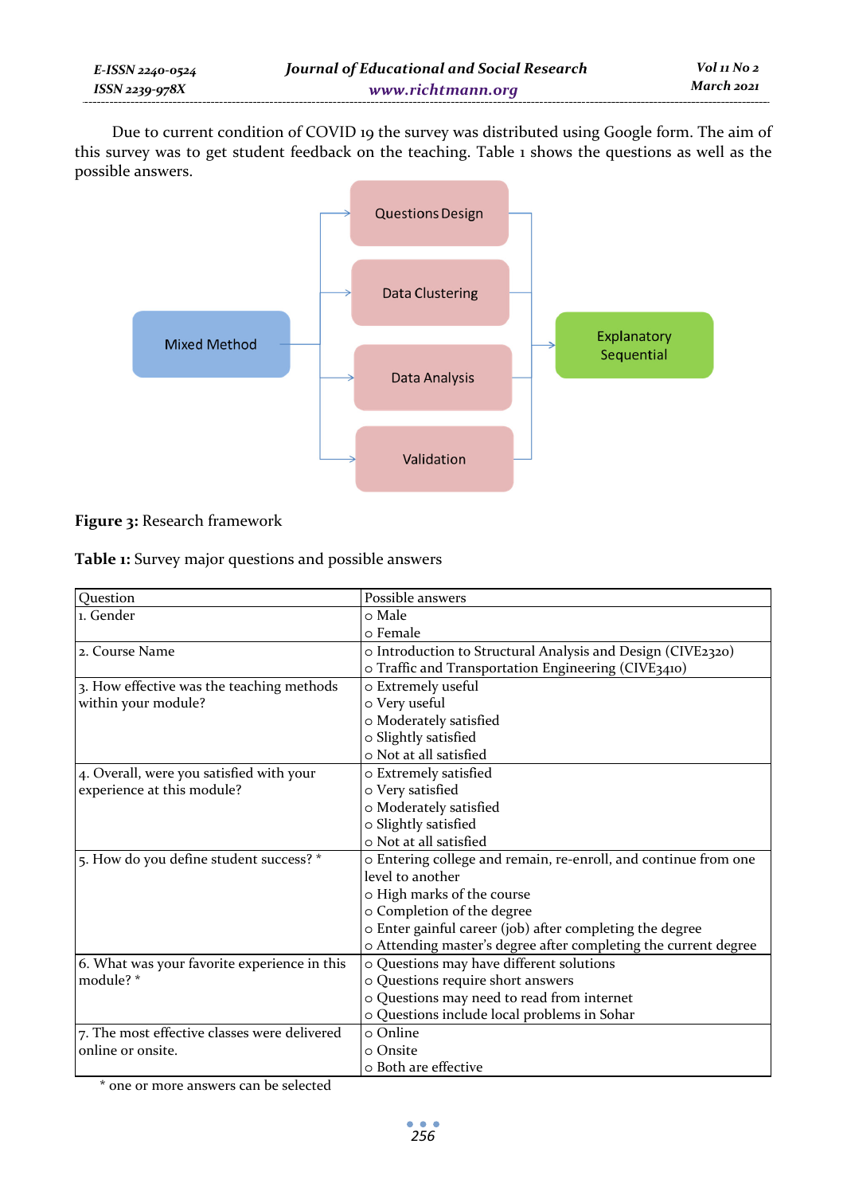Due to current condition of COVID 19 the survey was distributed using Google form. The aim of this survey was to get student feedback on the teaching. Table 1 shows the questions as well as the possible answers.

Mixed Method

Questions Design

Data Clustering

Data Analysis

Validation

Explanatory Sequential

**Figure 3:** Research framework

**Table 1:** Survey major questions and possible answers

| Question | Possible answers |
|---|---|
| 1. Gender | o Male<br>o Female |
| 2. Course Name | o Introduction to Structural Analysis and Design (CIVE2320)<br>o Traffic and Transportation Engineering (CIVE3410) |
| 3. How effective was the teaching methods within your module? | o Extremely useful<br>o Very useful<br>o Moderately satisfied<br>o Slightly satisfied<br>o Not at all satisfied |
| 4. Overall, were you satisfied with your experience at this module? | o Extremely satisfied<br>o Very satisfied<br>o Moderately satisfied<br>o Slightly satisfied<br>o Not at all satisfied |
| 5. How do you define student success? * | o Entering college and remain, re-enroll, and continue from one level to another<br>o High marks of the course<br>o Completion of the degree<br>o Enter gainful career (job) after completing the degree<br>o Attending master's degree after completing the current degree |
| 6. What was your favorite experience in this module? * | o Questions may have different solutions<br>o Questions require short answers<br>o Questions may need to read from internet<br>o Questions include local problems in Sohar |
| 7. The most effective classes were delivered online or onsite. | o Online<br>o Onsite<br>o Both are effective |

\* one or more answers can be selected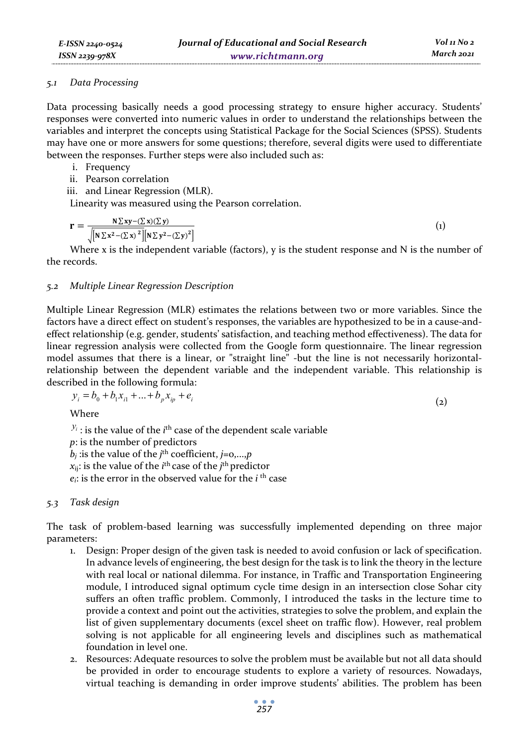### 5.1 Data Processing

Data processing basically needs a good processing strategy to ensure higher accuracy. Students' responses were converted into numeric values in order to understand the relationships between the variables and interpret the concepts using Statistical Package for the Social Sciences (SPSS). Students may have one or more answers for some questions; therefore, several digits were used to differentiate between the responses. Further steps were also included such as:

i. Frequency
ii. Pearson correlation
iii. and Linear Regression (MLR).

Linearity was measured using the Pearson correlation.

$$\mathbf{r} = \frac{N\sum xy - (\sum x)(\sum y)}{\sqrt{\left[N\sum x^2 - (\sum x)^2\right]\left[N\sum y^2 - (\sum y)^2\right]}} \tag{1}$$

Where x is the independent variable (factors), y is the student response and N is the number of the records.

### 5.2 Multiple Linear Regression Description

Multiple Linear Regression (MLR) estimates the relations between two or more variables. Since the factors have a direct effect on student's responses, the variables are hypothesized to be in a cause-and-effect relationship (e.g. gender, students' satisfaction, and teaching method effectiveness). The data for linear regression analysis were collected from the Google form questionnaire. The linear regression model assumes that there is a linear, or "straight line" -but the line is not necessarily horizontal- relationship between the dependent variable and the independent variable. This relationship is described in the following formula:

$$y_i = b_0 + b_1 x_{i1} + \ldots + b_p x_{ip} + e_i \tag{2}$$

Where

$y_i$ : is the value of the $i^{th}$ case of the dependent scale variable

$p$: is the number of predictors

$b_j$ :is the value of the $j^{th}$ coefficient, $j$=0,…,$p$

$x_{ij}$: is the value of the $i^{th}$ case of the $j^{th}$ predictor

$e_i$: is the error in the observed value for the $i^{th}$ case

### 5.3 Task design

The task of problem-based learning was successfully implemented depending on three major parameters:

1. Design: Proper design of the given task is needed to avoid confusion or lack of specification. In advance levels of engineering, the best design for the task is to link the theory in the lecture with real local or national dilemma. For instance, in Traffic and Transportation Engineering module, I introduced signal optimum cycle time design in an intersection close Sohar city suffers an often traffic problem. Commonly, I introduced the tasks in the lecture time to provide a context and point out the activities, strategies to solve the problem, and explain the list of given supplementary documents (excel sheet on traffic flow). However, real problem solving is not applicable for all engineering levels and disciplines such as mathematical foundation in level one.
2. Resources: Adequate resources to solve the problem must be available but not all data should be provided in order to encourage students to explore a variety of resources. Nowadays, virtual teaching is demanding in order improve students' abilities. The problem has been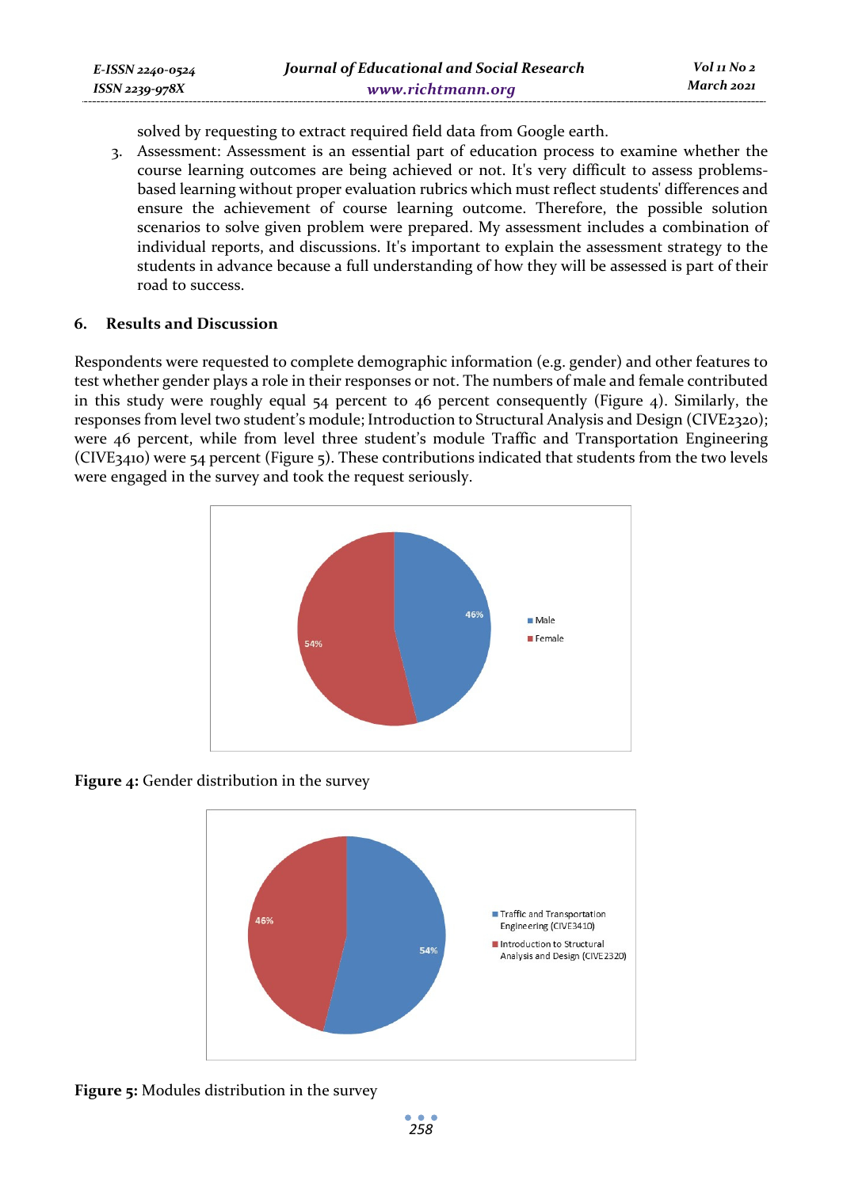solved by requesting to extract required field data from Google earth.

3. Assessment: Assessment is an essential part of education process to examine whether the course learning outcomes are being achieved or not. It's very difficult to assess problems-based learning without proper evaluation rubrics which must reflect students' differences and ensure the achievement of course learning outcome. Therefore, the possible solution scenarios to solve given problem were prepared. My assessment includes a combination of individual reports, and discussions. It's important to explain the assessment strategy to the students in advance because a full understanding of how they will be assessed is part of their road to success.

## 6. Results and Discussion

Respondents were requested to complete demographic information (e.g. gender) and other features to test whether gender plays a role in their responses or not. The numbers of male and female contributed in this study were roughly equal 54 percent to 46 percent consequently (Figure 4). Similarly, the responses from level two student's module; Introduction to Structural Analysis and Design (CIVE2320); were 46 percent, while from level three student's module Traffic and Transportation Engineering (CIVE3410) were 54 percent (Figure 5). These contributions indicated that students from the two levels were engaged in the survey and took the request seriously.

**Figure 4:** Gender distribution in the survey

**Figure 5:** Modules distribution in the survey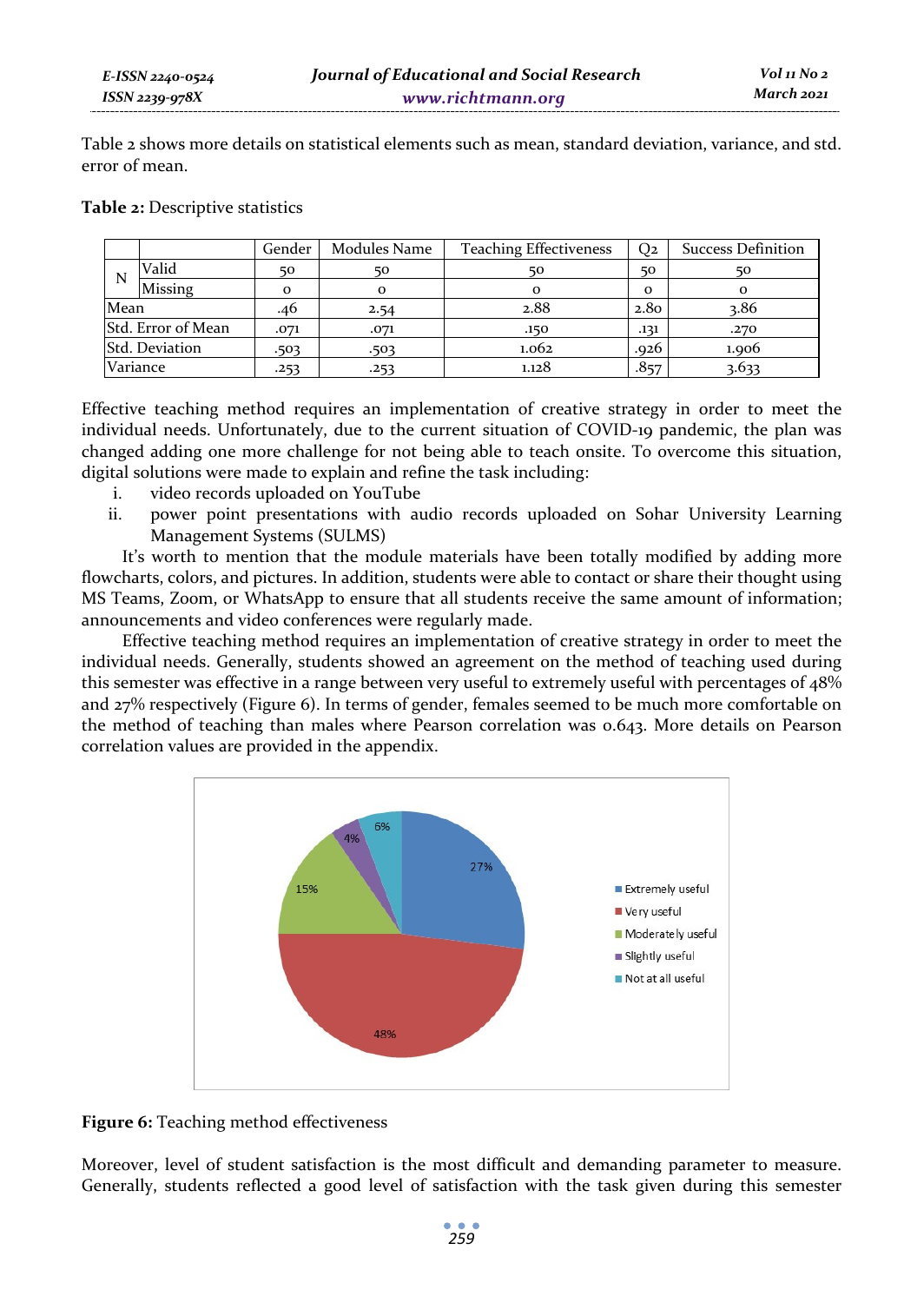Table 2 shows more details on statistical elements such as mean, standard deviation, variance, and std. error of mean.

**Table 2:** Descriptive statistics

| | | Gender | Modules Name | Teaching Effectiveness | Q2 | Success Definition |
|---|---|---|---|---|---|---|
| N | Valid | 50 | 50 | 50 | 50 | 50 |
| | Missing | 0 | 0 | 0 | 0 | 0 |
| Mean | | .46 | 2.54 | 2.88 | 2.80 | 3.86 |
| Std. Error of Mean | | .071 | .071 | .150 | .131 | .270 |
| Std. Deviation | | .503 | .503 | 1.062 | .926 | 1.906 |
| Variance | | .253 | .253 | 1.128 | .857 | 3.633 |

Effective teaching method requires an implementation of creative strategy in order to meet the individual needs. Unfortunately, due to the current situation of COVID-19 pandemic, the plan was changed adding one more challenge for not being able to teach onsite. To overcome this situation, digital solutions were made to explain and refine the task including:

i. video records uploaded on YouTube
ii. power point presentations with audio records uploaded on Sohar University Learning Management Systems (SULMS)

It's worth to mention that the module materials have been totally modified by adding more flowcharts, colors, and pictures. In addition, students were able to contact or share their thought using MS Teams, Zoom, or WhatsApp to ensure that all students receive the same amount of information; announcements and video conferences were regularly made.

Effective teaching method requires an implementation of creative strategy in order to meet the individual needs. Generally, students showed an agreement on the method of teaching used during this semester was effective in a range between very useful to extremely useful with percentages of 48% and 27% respectively (Figure 6). In terms of gender, females seemed to be much more comfortable on the method of teaching than males where Pearson correlation was 0.643. More details on Pearson correlation values are provided in the appendix.

**Figure 6:** Teaching method effectiveness

Moreover, level of student satisfaction is the most difficult and demanding parameter to measure. Generally, students reflected a good level of satisfaction with the task given during this semester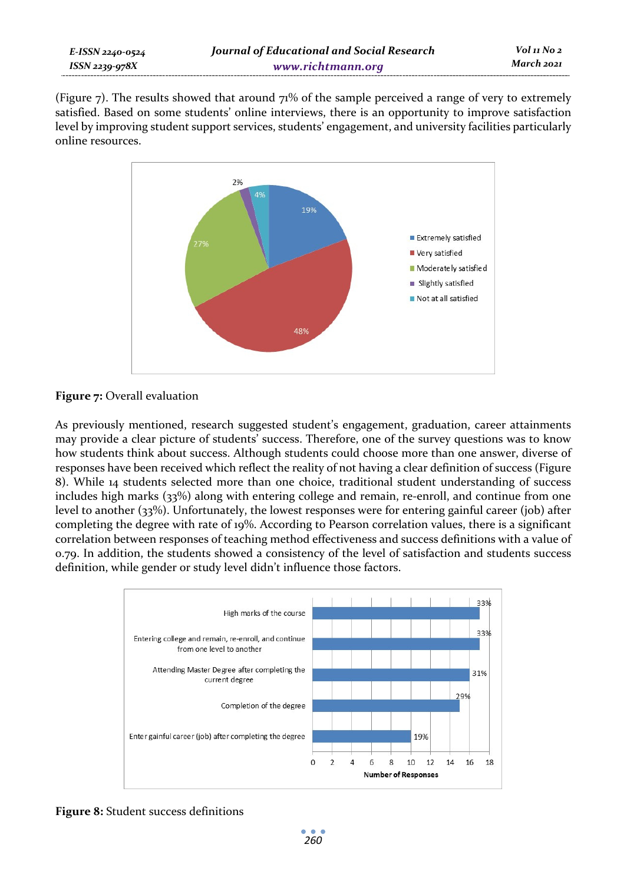(Figure 7). The results showed that around 71% of the sample perceived a range of very to extremely satisfied. Based on some students' online interviews, there is an opportunity to improve satisfaction level by improving student support services, students' engagement, and university facilities particularly online resources.

**Figure 7:** Overall evaluation

As previously mentioned, research suggested student's engagement, graduation, career attainments may provide a clear picture of students' success. Therefore, one of the survey questions was to know how students think about success. Although students could choose more than one answer, diverse of responses have been received which reflect the reality of not having a clear definition of success (Figure 8). While 14 students selected more than one choice, traditional student understanding of success includes high marks (33%) along with entering college and remain, re-enroll, and continue from one level to another (33%). Unfortunately, the lowest responses were for entering gainful career (job) after completing the degree with rate of 19%. According to Pearson correlation values, there is a significant correlation between responses of teaching method effectiveness and success definitions with a value of 0.79. In addition, the students showed a consistency of the level of satisfaction and students success definition, while gender or study level didn't influence those factors.

**Figure 8:** Student success definitions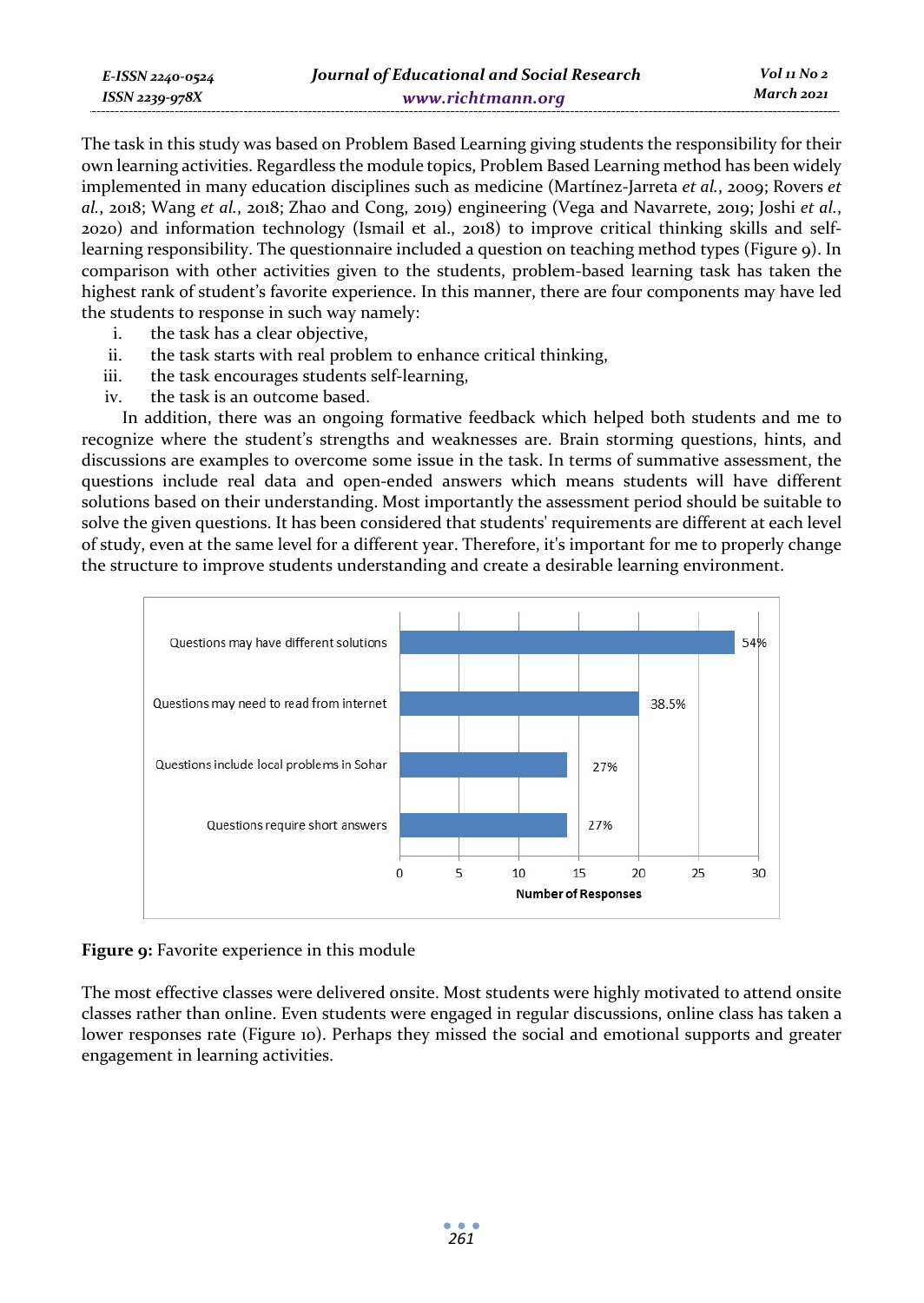The task in this study was based on Problem Based Learning giving students the responsibility for their own learning activities. Regardless the module topics, Problem Based Learning method has been widely implemented in many education disciplines such as medicine (Martínez-Jarreta *et al.*, 2009; Rovers *et al.*, 2018; Wang *et al.*, 2018; Zhao and Cong, 2019) engineering (Vega and Navarrete, 2019; Joshi *et al.*, 2020) and information technology (Ismail et al., 2018) to improve critical thinking skills and self-learning responsibility. The questionnaire included a question on teaching method types (Figure 9). In comparison with other activities given to the students, problem-based learning task has taken the highest rank of student's favorite experience. In this manner, there are four components may have led the students to response in such way namely:

i. the task has a clear objective,
ii. the task starts with real problem to enhance critical thinking,
iii. the task encourages students self-learning,
iv. the task is an outcome based.

In addition, there was an ongoing formative feedback which helped both students and me to recognize where the student's strengths and weaknesses are. Brain storming questions, hints, and discussions are examples to overcome some issue in the task. In terms of summative assessment, the questions include real data and open-ended answers which means students will have different solutions based on their understanding. Most importantly the assessment period should be suitable to solve the given questions. It has been considered that students' requirements are different at each level of study, even at the same level for a different year. Therefore, it's important for me to properly change the structure to improve students understanding and create a desirable learning environment.

| Item | Percentage |
|---|---|
| Questions may have different solutions | 54% |
| Questions may need to read from internet | 38.5% |
| Questions include local problems in Sohar | 27% |
| Questions require short answers | 27% |

(x-axis: Number of Responses, 0–30)

**Figure 9:** Favorite experience in this module

The most effective classes were delivered onsite. Most students were highly motivated to attend onsite classes rather than online. Even students were engaged in regular discussions, online class has taken a lower responses rate (Figure 10). Perhaps they missed the social and emotional supports and greater engagement in learning activities.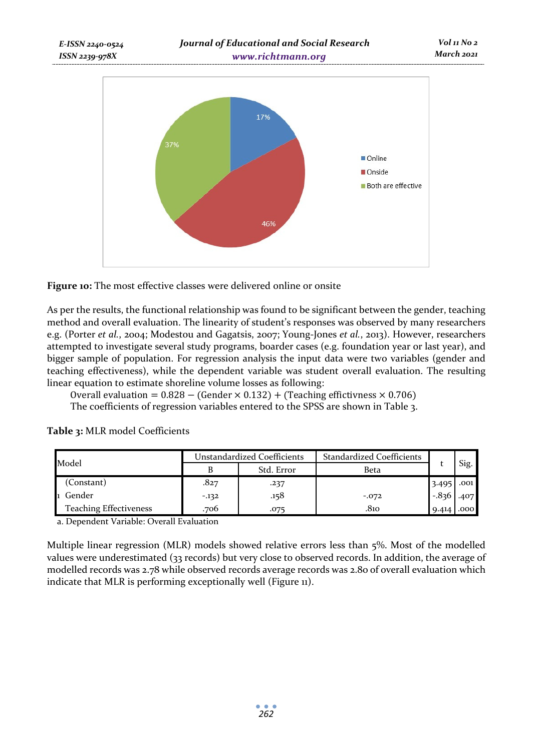Figure 10: The most effective classes were delivered online or onsite

As per the results, the functional relationship was found to be significant between the gender, teaching method and overall evaluation. The linearity of student's responses was observed by many researchers e.g. (Porter *et al.*, 2004; Modestou and Gagatsis, 2007; Young-Jones *et al.*, 2013). However, researchers attempted to investigate several study programs, boarder cases (e.g. foundation year or last year), and bigger sample of population. For regression analysis the input data were two variables (gender and teaching effectiveness), while the dependent variable was student overall evaluation. The resulting linear equation to estimate shoreline volume losses as following:

$$\text{Overall evaluation} = 0.828 - (\text{Gender} \times 0.132) + (\text{Teaching effictivness} \times 0.706)$$

The coefficients of regression variables entered to the SPSS are shown in Table 3.

**Table 3:** MLR model Coefficients

| Model | | Unstandardized Coefficients | | Standardized Coefficients | t | Sig. |
|---|---|---|---|---|---|---|
| | | B | Std. Error | Beta | | |
| 1 | (Constant) | .827 | .237 | | 3.495 | .001 |
| | Gender | -.132 | .158 | -.072 | -.836 | .407 |
| | Teaching Effectiveness | .706 | .075 | .810 | 9.414 | .000 |

a. Dependent Variable: Overall Evaluation

Multiple linear regression (MLR) models showed relative errors less than 5%. Most of the modelled values were underestimated (33 records) but very close to observed records. In addition, the average of modelled records was 2.78 while observed records average records was 2.80 of overall evaluation which indicate that MLR is performing exceptionally well (Figure 11).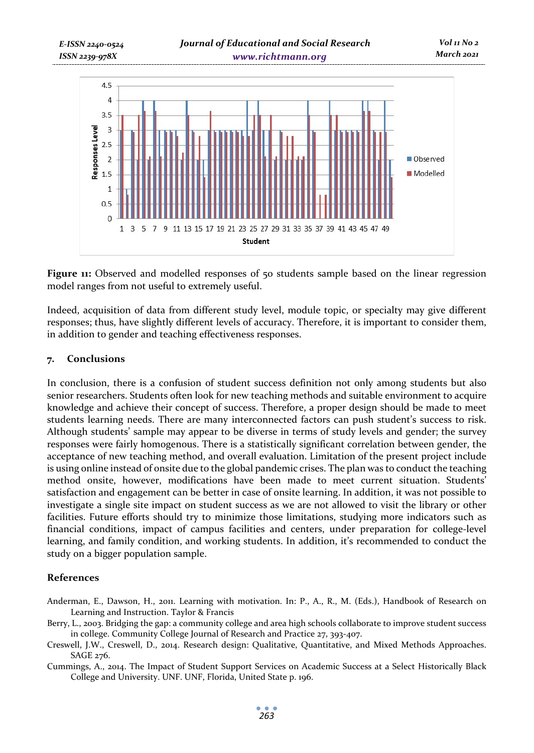**Figure 11:** Observed and modelled responses of 50 students sample based on the linear regression model ranges from not useful to extremely useful.

Indeed, acquisition of data from different study level, module topic, or specialty may give different responses; thus, have slightly different levels of accuracy. Therefore, it is important to consider them, in addition to gender and teaching effectiveness responses.

## 7. Conclusions

In conclusion, there is a confusion of student success definition not only among students but also senior researchers. Students often look for new teaching methods and suitable environment to acquire knowledge and achieve their concept of success. Therefore, a proper design should be made to meet students learning needs. There are many interconnected factors can push student's success to risk. Although students' sample may appear to be diverse in terms of study levels and gender; the survey responses were fairly homogenous. There is a statistically significant correlation between gender, the acceptance of new teaching method, and overall evaluation. Limitation of the present project include is using online instead of onsite due to the global pandemic crises. The plan was to conduct the teaching method onsite, however, modifications have been made to meet current situation. Students' satisfaction and engagement can be better in case of onsite learning. In addition, it was not possible to investigate a single site impact on student success as we are not allowed to visit the library or other facilities. Future efforts should try to minimize those limitations, studying more indicators such as financial conditions, impact of campus facilities and centers, under preparation for college-level learning, and family condition, and working students. In addition, it's recommended to conduct the study on a bigger population sample.

## References

Anderman, E., Dawson, H., 2011. Learning with motivation. In: P., A., R., M. (Eds.), Handbook of Research on Learning and Instruction. Taylor & Francis

Berry, L., 2003. Bridging the gap: a community college and area high schools collaborate to improve student success in college. Community College Journal of Research and Practice 27, 393-407.

Creswell, J.W., Creswell, D., 2014. Research design: Qualitative, Quantitative, and Mixed Methods Approaches. SAGE 276.

Cummings, A., 2014. The Impact of Student Support Services on Academic Success at a Select Historically Black College and University. UNF. UNF, Florida, United State p. 196.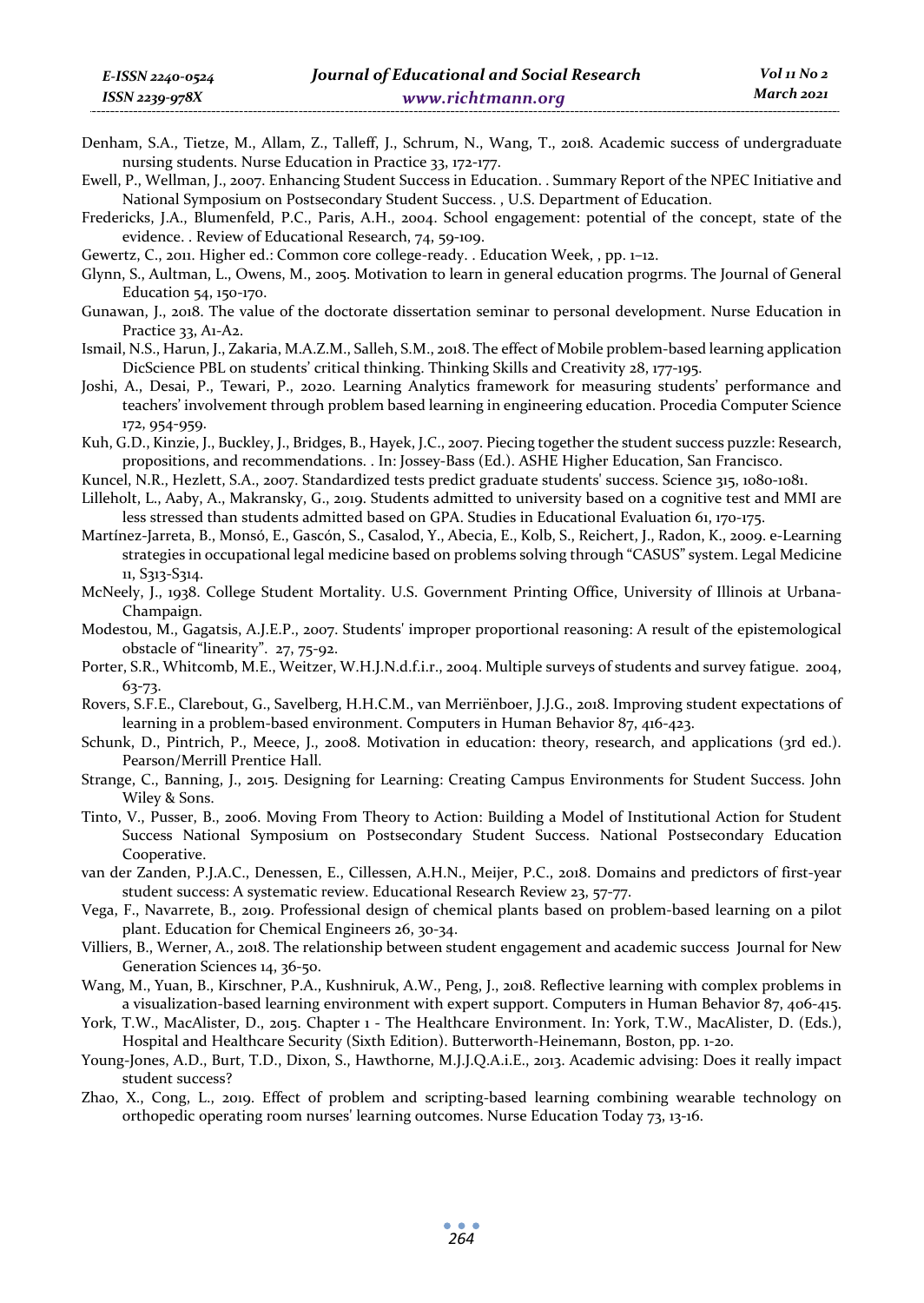Denham, S.A., Tietze, M., Allam, Z., Talleff, J., Schrum, N., Wang, T., 2018. Academic success of undergraduate nursing students. Nurse Education in Practice 33, 172-177.

Ewell, P., Wellman, J., 2007. Enhancing Student Success in Education. . Summary Report of the NPEC Initiative and National Symposium on Postsecondary Student Success. , U.S. Department of Education.

Fredericks, J.A., Blumenfeld, P.C., Paris, A.H., 2004. School engagement: potential of the concept, state of the evidence. . Review of Educational Research, 74, 59-109.

Gewertz, C., 2011. Higher ed.: Common core college-ready. . Education Week, , pp. 1–12.

Glynn, S., Aultman, L., Owens, M., 2005. Motivation to learn in general education progrms. The Journal of General Education 54, 150-170.

Gunawan, J., 2018. The value of the doctorate dissertation seminar to personal development. Nurse Education in Practice 33, A1-A2.

Ismail, N.S., Harun, J., Zakaria, M.A.Z.M., Salleh, S.M., 2018. The effect of Mobile problem-based learning application DicScience PBL on students' critical thinking. Thinking Skills and Creativity 28, 177-195.

Joshi, A., Desai, P., Tewari, P., 2020. Learning Analytics framework for measuring students' performance and teachers' involvement through problem based learning in engineering education. Procedia Computer Science 172, 954-959.

Kuh, G.D., Kinzie, J., Buckley, J., Bridges, B., Hayek, J.C., 2007. Piecing together the student success puzzle: Research, propositions, and recommendations. . In: Jossey-Bass (Ed.). ASHE Higher Education, San Francisco.

Kuncel, N.R., Hezlett, S.A., 2007. Standardized tests predict graduate students' success. Science 315, 1080-1081.

Lilleholt, L., Aaby, A., Makransky, G., 2019. Students admitted to university based on a cognitive test and MMI are less stressed than students admitted based on GPA. Studies in Educational Evaluation 61, 170-175.

Martínez-Jarreta, B., Monsó, E., Gascón, S., Casalod, Y., Abecia, E., Kolb, S., Reichert, J., Radon, K., 2009. e-Learning strategies in occupational legal medicine based on problems solving through "CASUS" system. Legal Medicine 11, S313-S314.

McNeely, J., 1938. College Student Mortality. U.S. Government Printing Office, University of Illinois at Urbana-Champaign.

Modestou, M., Gagatsis, A.J.E.P., 2007. Students' improper proportional reasoning: A result of the epistemological obstacle of "linearity". 27, 75-92.

Porter, S.R., Whitcomb, M.E., Weitzer, W.H.J.N.d.f.i.r., 2004. Multiple surveys of students and survey fatigue. 2004, 63-73.

Rovers, S.F.E., Clarebout, G., Savelberg, H.H.C.M., van Merriënboer, J.J.G., 2018. Improving student expectations of learning in a problem-based environment. Computers in Human Behavior 87, 416-423.

Schunk, D., Pintrich, P., Meece, J., 2008. Motivation in education: theory, research, and applications (3rd ed.). Pearson/Merrill Prentice Hall.

Strange, C., Banning, J., 2015. Designing for Learning: Creating Campus Environments for Student Success. John Wiley & Sons.

Tinto, V., Pusser, B., 2006. Moving From Theory to Action: Building a Model of Institutional Action for Student Success National Symposium on Postsecondary Student Success. National Postsecondary Education Cooperative.

van der Zanden, P.J.A.C., Denessen, E., Cillessen, A.H.N., Meijer, P.C., 2018. Domains and predictors of first-year student success: A systematic review. Educational Research Review 23, 57-77.

Vega, F., Navarrete, B., 2019. Professional design of chemical plants based on problem-based learning on a pilot plant. Education for Chemical Engineers 26, 30-34.

Villiers, B., Werner, A., 2018. The relationship between student engagement and academic success Journal for New Generation Sciences 14, 36-50.

Wang, M., Yuan, B., Kirschner, P.A., Kushniruk, A.W., Peng, J., 2018. Reflective learning with complex problems in a visualization-based learning environment with expert support. Computers in Human Behavior 87, 406-415.

York, T.W., MacAlister, D., 2015. Chapter 1 - The Healthcare Environment. In: York, T.W., MacAlister, D. (Eds.), Hospital and Healthcare Security (Sixth Edition). Butterworth-Heinemann, Boston, pp. 1-20.

Young-Jones, A.D., Burt, T.D., Dixon, S., Hawthorne, M.J.J.Q.A.i.E., 2013. Academic advising: Does it really impact student success?

Zhao, X., Cong, L., 2019. Effect of problem and scripting-based learning combining wearable technology on orthopedic operating room nurses' learning outcomes. Nurse Education Today 73, 13-16.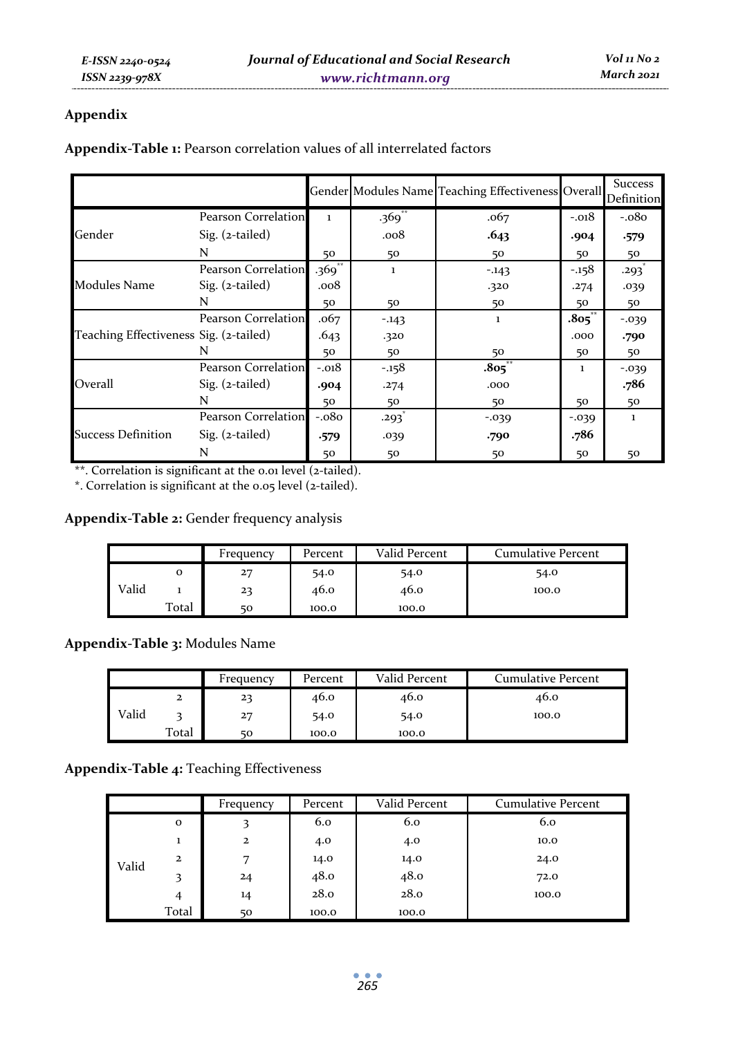## Appendix

**Appendix-Table 1:** Pearson correlation values of all interrelated factors

| | | Gender | Modules Name | Teaching Effectiveness | Overall | Success Definition |
|---|---|---|---|---|---|---|
| Gender | Pearson Correlation | 1 | .369** | .067 | -.018 | -.080 |
| | Sig. (2-tailed) | | .008 | .643 | .904 | .579 |
| | N | 50 | 50 | 50 | 50 | 50 |
| Modules Name | Pearson Correlation | .369** | 1 | -.143 | -.158 | .293* |
| | Sig. (2-tailed) | .008 | | .320 | .274 | .039 |
| | N | 50 | 50 | 50 | 50 | 50 |
| Teaching Effectiveness | Pearson Correlation | .067 | -.143 | 1 | .805** | -.039 |
| | Sig. (2-tailed) | .643 | .320 | | .000 | .790 |
| | N | 50 | 50 | 50 | 50 | 50 |
| Overall | Pearson Correlation | -.018 | -.158 | .805** | 1 | -.039 |
| | Sig. (2-tailed) | .904 | .274 | .000 | | .786 |
| | N | 50 | 50 | 50 | 50 | 50 |
| Success Definition | Pearson Correlation | -.080 | .293* | -.039 | -.039 | 1 |
| | Sig. (2-tailed) | .579 | .039 | .790 | .786 | |
| | N | 50 | 50 | 50 | 50 | 50 |

**. Correlation is significant at the 0.01 level (2-tailed).
*. Correlation is significant at the 0.05 level (2-tailed).

**Appendix-Table 2:** Gender frequency analysis

| | | Frequency | Percent | Valid Percent | Cumulative Percent |
|---|---|---|---|---|---|
| Valid | 0 | 27 | 54.0 | 54.0 | 54.0 |
| | 1 | 23 | 46.0 | 46.0 | 100.0 |
| | Total | 50 | 100.0 | 100.0 | |

**Appendix-Table 3:** Modules Name

| | | Frequency | Percent | Valid Percent | Cumulative Percent |
|---|---|---|---|---|---|
| Valid | 2 | 23 | 46.0 | 46.0 | 46.0 |
| | 3 | 27 | 54.0 | 54.0 | 100.0 |
| | Total | 50 | 100.0 | 100.0 | |

**Appendix-Table 4:** Teaching Effectiveness

| | | Frequency | Percent | Valid Percent | Cumulative Percent |
|---|---|---|---|---|---|
| Valid | 0 | 3 | 6.0 | 6.0 | 6.0 |
| | 1 | 2 | 4.0 | 4.0 | 10.0 |
| | 2 | 7 | 14.0 | 14.0 | 24.0 |
| | 3 | 24 | 48.0 | 48.0 | 72.0 |
| | 4 | 14 | 28.0 | 28.0 | 100.0 |
| | Total | 50 | 100.0 | 100.0 | |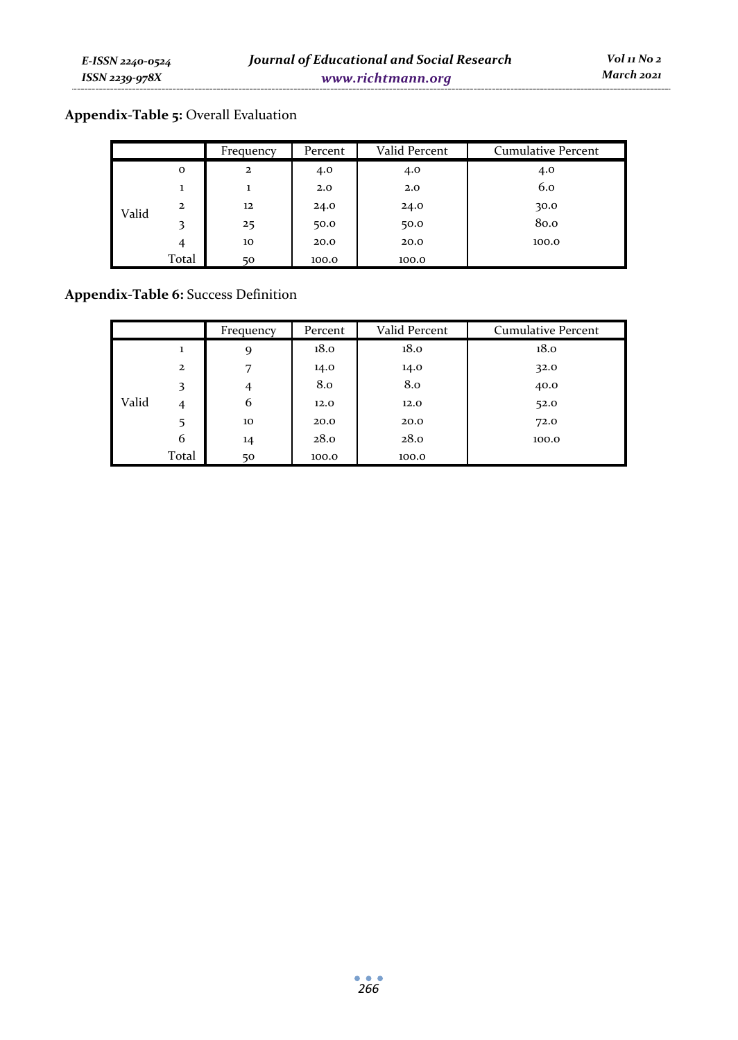**Appendix-Table 5:** Overall Evaluation

| | | Frequency | Percent | Valid Percent | Cumulative Percent |
|---|---|---|---|---|---|
| Valid | 0 | 2 | 4.0 | 4.0 | 4.0 |
| | 1 | 1 | 2.0 | 2.0 | 6.0 |
| | 2 | 12 | 24.0 | 24.0 | 30.0 |
| | 3 | 25 | 50.0 | 50.0 | 80.0 |
| | 4 | 10 | 20.0 | 20.0 | 100.0 |
| | Total | 50 | 100.0 | 100.0 | |

**Appendix-Table 6:** Success Definition

| | | Frequency | Percent | Valid Percent | Cumulative Percent |
|---|---|---|---|---|---|
| Valid | 1 | 9 | 18.0 | 18.0 | 18.0 |
| | 2 | 7 | 14.0 | 14.0 | 32.0 |
| | 3 | 4 | 8.0 | 8.0 | 40.0 |
| | 4 | 6 | 12.0 | 12.0 | 52.0 |
| | 5 | 10 | 20.0 | 20.0 | 72.0 |
| | 6 | 14 | 28.0 | 28.0 | 100.0 |
| | Total | 50 | 100.0 | 100.0 | |